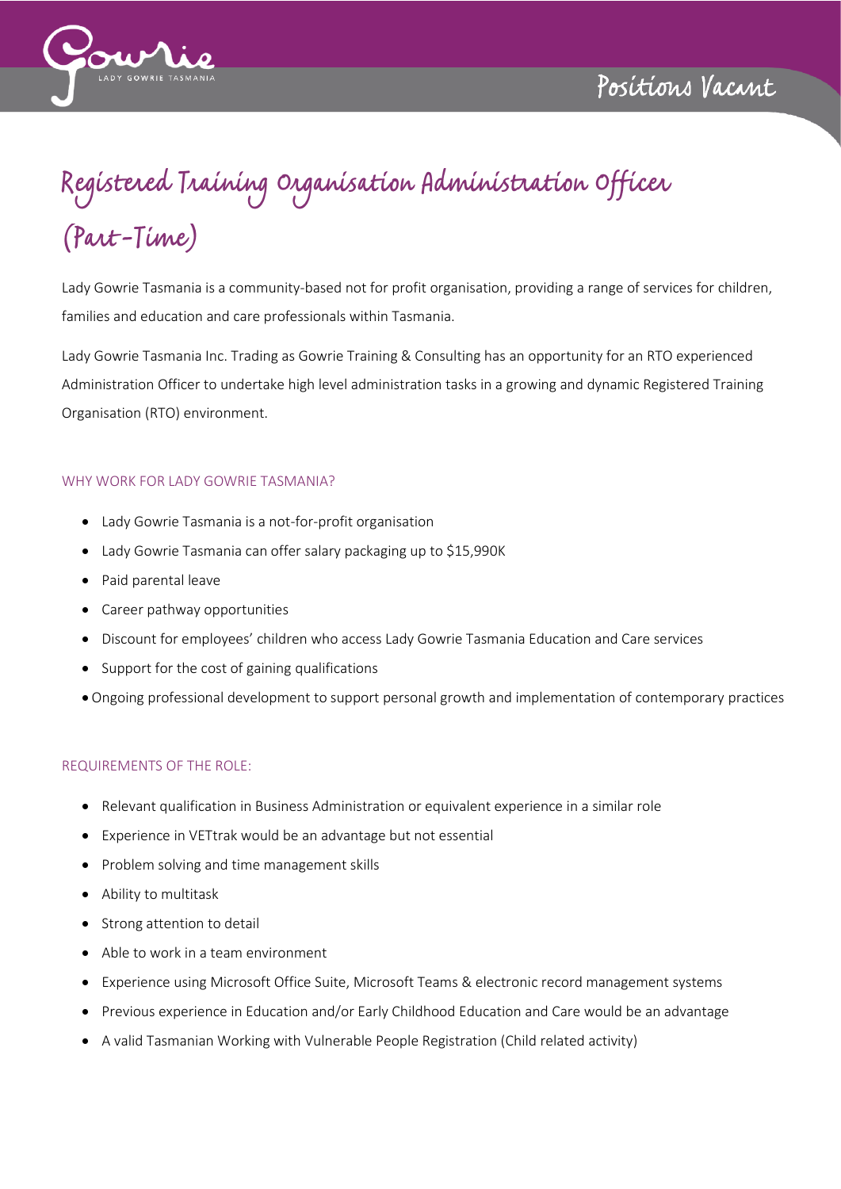# Registered Training Organisation Administration Officer (Part-Time)

Lady Gowrie Tasmania is a community-based not for profit organisation, providing a range of services for children, families and education and care professionals within Tasmania.

Lady Gowrie Tasmania Inc. Trading as Gowrie Training & Consulting has an opportunity for an RTO experienced Administration Officer to undertake high level administration tasks in a growing and dynamic Registered Training Organisation (RTO) environment.

## WHY WORK FOR LADY GOWRIE TASMANIA?

- Lady Gowrie Tasmania is a not-for-profit organisation
- Lady Gowrie Tasmania can offer salary packaging up to $15,990K
- Paid parental leave
- Career pathway opportunities
- Discount for employees' children who access Lady Gowrie Tasmania Education and Care services
- Support for the cost of gaining qualifications
- Ongoing professional development to support personal growth and implementation of contemporary practices

## REQUIREMENTS OF THE ROLE:

- Relevant qualification in Business Administration or equivalent experience in a similar role
- Experience in VETtrak would be an advantage but not essential
- Problem solving and time management skills
- Ability to multitask
- Strong attention to detail
- Able to work in a team environment
- Experience using Microsoft Office Suite, Microsoft Teams & electronic record management systems
- Previous experience in Education and/or Early Childhood Education and Care would be an advantage
- A valid Tasmanian Working with Vulnerable People Registration (Child related activity)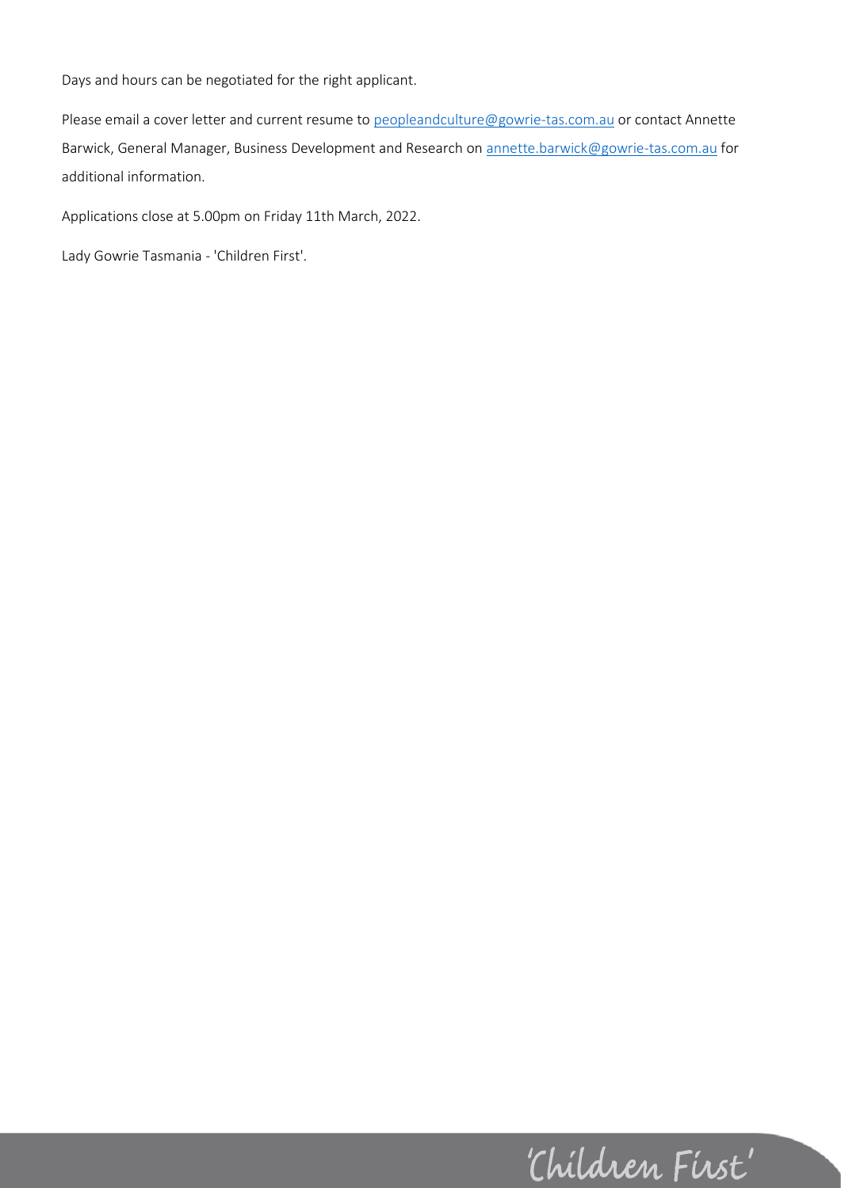Days and hours can be negotiated for the right applicant.

Please email a cover letter and current resume to peopleandculture@gowrie-tas.com.au or contact Annette Barwick, General Manager, Business Development and Research on annette.barwick@gowrie-tas.com.au for additional information.

Applications close at 5.00pm on Friday 11th March, 2022.

Lady Gowrie Tasmania - 'Children First'.